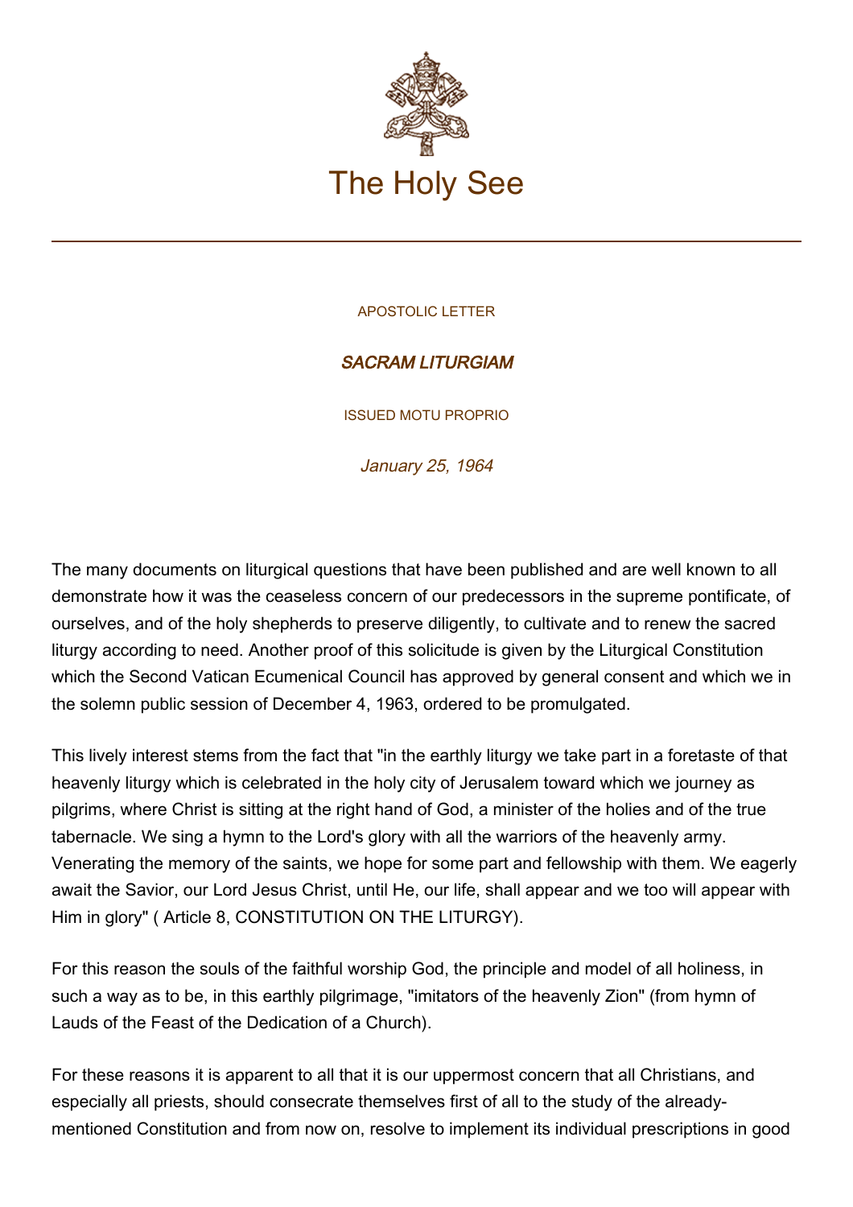# The Holy See

APOSTOLIC LETTER

## *SACRAM LITURGIAM*

ISSUED MOTU PROPRIO

*January 25, 1964*

The many documents on liturgical questions that have been published and are well known to all demonstrate how it was the ceaseless concern of our predecessors in the supreme pontificate, of ourselves, and of the holy shepherds to preserve diligently, to cultivate and to renew the sacred liturgy according to need. Another proof of this solicitude is given by the Liturgical Constitution which the Second Vatican Ecumenical Council has approved by general consent and which we in the solemn public session of December 4, 1963, ordered to be promulgated.

This lively interest stems from the fact that "in the earthly liturgy we take part in a foretaste of that heavenly liturgy which is celebrated in the holy city of Jerusalem toward which we journey as pilgrims, where Christ is sitting at the right hand of God, a minister of the holies and of the true tabernacle. We sing a hymn to the Lord's glory with all the warriors of the heavenly army. Venerating the memory of the saints, we hope for some part and fellowship with them. We eagerly await the Savior, our Lord Jesus Christ, until He, our life, shall appear and we too will appear with Him in glory" ( Article 8, CONSTITUTION ON THE LITURGY).

For this reason the souls of the faithful worship God, the principle and model of all holiness, in such a way as to be, in this earthly pilgrimage, "imitators of the heavenly Zion" (from hymn of Lauds of the Feast of the Dedication of a Church).

For these reasons it is apparent to all that it is our uppermost concern that all Christians, and especially all priests, should consecrate themselves first of all to the study of the already-mentioned Constitution and from now on, resolve to implement its individual prescriptions in good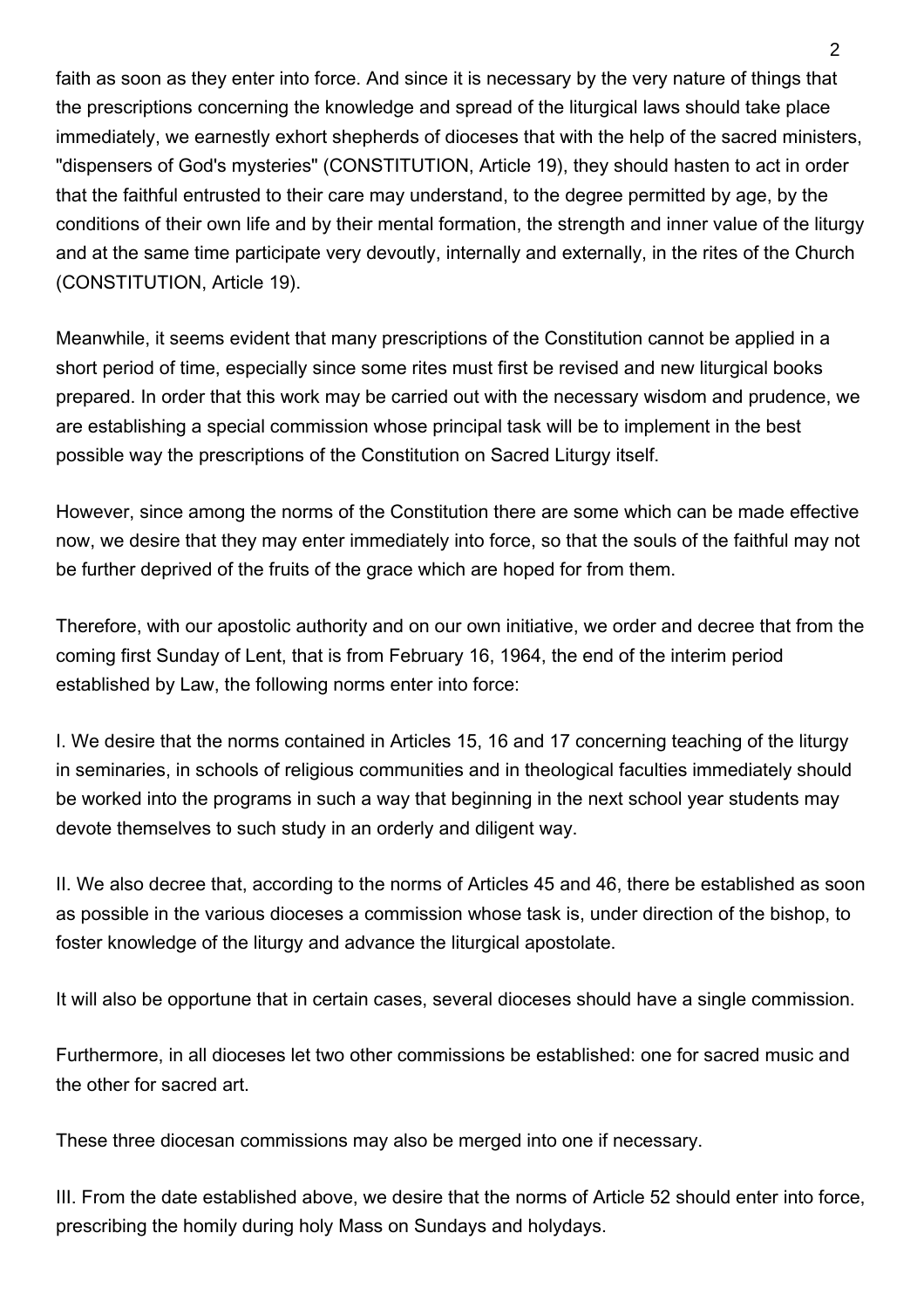faith as soon as they enter into force. And since it is necessary by the very nature of things that the prescriptions concerning the knowledge and spread of the liturgical laws should take place immediately, we earnestly exhort shepherds of dioceses that with the help of the sacred ministers, "dispensers of God's mysteries" (CONSTITUTION, Article 19), they should hasten to act in order that the faithful entrusted to their care may understand, to the degree permitted by age, by the conditions of their own life and by their mental formation, the strength and inner value of the liturgy and at the same time participate very devoutly, internally and externally, in the rites of the Church (CONSTITUTION, Article 19).

Meanwhile, it seems evident that many prescriptions of the Constitution cannot be applied in a short period of time, especially since some rites must first be revised and new liturgical books prepared. In order that this work may be carried out with the necessary wisdom and prudence, we are establishing a special commission whose principal task will be to implement in the best possible way the prescriptions of the Constitution on Sacred Liturgy itself.

However, since among the norms of the Constitution there are some which can be made effective now, we desire that they may enter immediately into force, so that the souls of the faithful may not be further deprived of the fruits of the grace which are hoped for from them.

Therefore, with our apostolic authority and on our own initiative, we order and decree that from the coming first Sunday of Lent, that is from February 16, 1964, the end of the interim period established by Law, the following norms enter into force:

I. We desire that the norms contained in Articles 15, 16 and 17 concerning teaching of the liturgy in seminaries, in schools of religious communities and in theological faculties immediately should be worked into the programs in such a way that beginning in the next school year students may devote themselves to such study in an orderly and diligent way.

II. We also decree that, according to the norms of Articles 45 and 46, there be established as soon as possible in the various dioceses a commission whose task is, under direction of the bishop, to foster knowledge of the liturgy and advance the liturgical apostolate.

It will also be opportune that in certain cases, several dioceses should have a single commission.

Furthermore, in all dioceses let two other commissions be established: one for sacred music and the other for sacred art.

These three diocesan commissions may also be merged into one if necessary.

III. From the date established above, we desire that the norms of Article 52 should enter into force, prescribing the homily during holy Mass on Sundays and holydays.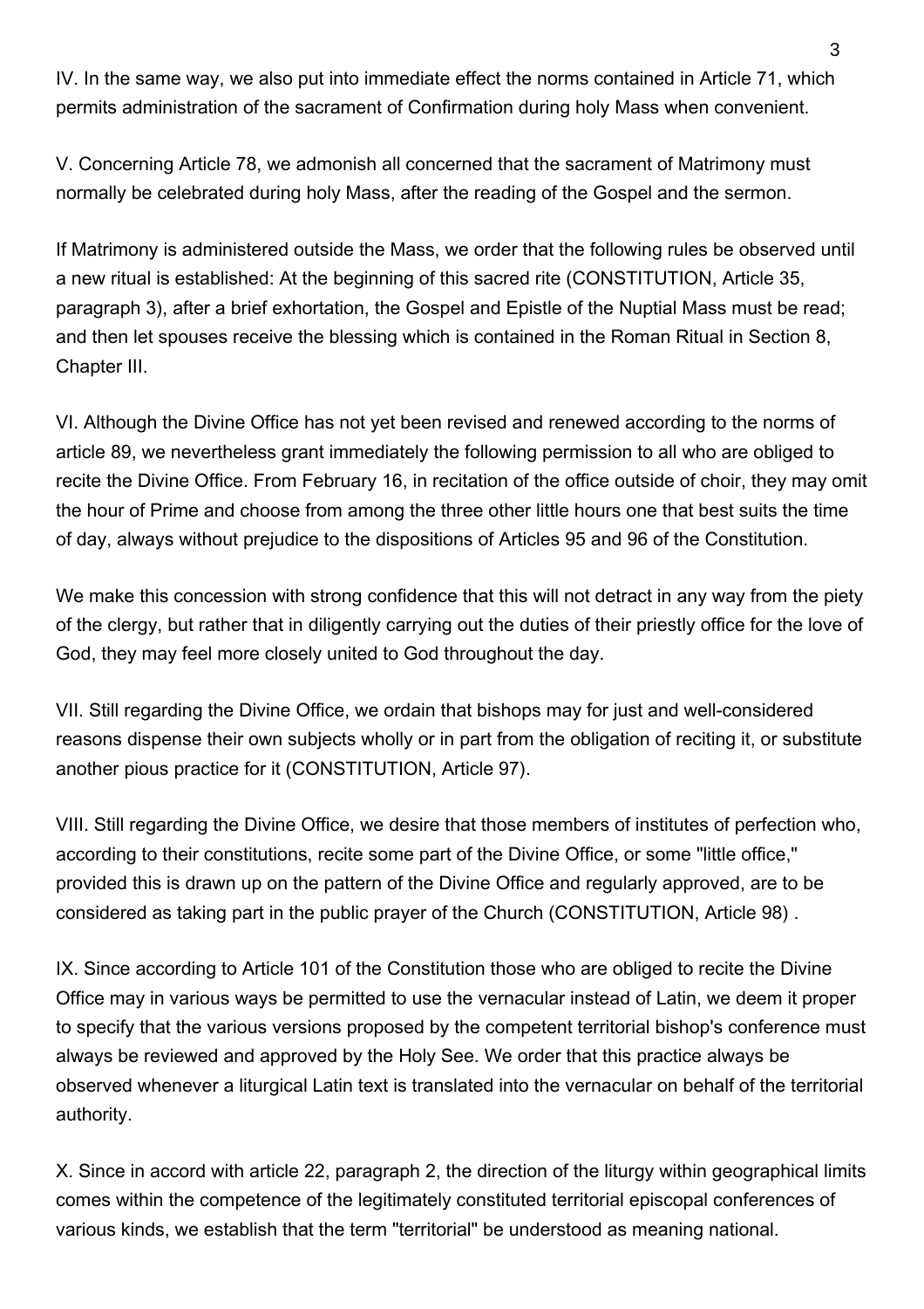IV. In the same way, we also put into immediate effect the norms contained in Article 71, which permits administration of the sacrament of Confirmation during holy Mass when convenient.

V. Concerning Article 78, we admonish all concerned that the sacrament of Matrimony must normally be celebrated during holy Mass, after the reading of the Gospel and the sermon.

If Matrimony is administered outside the Mass, we order that the following rules be observed until a new ritual is established: At the beginning of this sacred rite (CONSTITUTION, Article 35, paragraph 3), after a brief exhortation, the Gospel and Epistle of the Nuptial Mass must be read; and then let spouses receive the blessing which is contained in the Roman Ritual in Section 8, Chapter III.

VI. Although the Divine Office has not yet been revised and renewed according to the norms of article 89, we nevertheless grant immediately the following permission to all who are obliged to recite the Divine Office. From February 16, in recitation of the office outside of choir, they may omit the hour of Prime and choose from among the three other little hours one that best suits the time of day, always without prejudice to the dispositions of Articles 95 and 96 of the Constitution.

We make this concession with strong confidence that this will not detract in any way from the piety of the clergy, but rather that in diligently carrying out the duties of their priestly office for the love of God, they may feel more closely united to God throughout the day.

VII. Still regarding the Divine Office, we ordain that bishops may for just and well-considered reasons dispense their own subjects wholly or in part from the obligation of reciting it, or substitute another pious practice for it (CONSTITUTION, Article 97).

VIII. Still regarding the Divine Office, we desire that those members of institutes of perfection who, according to their constitutions, recite some part of the Divine Office, or some "little office," provided this is drawn up on the pattern of the Divine Office and regularly approved, are to be considered as taking part in the public prayer of the Church (CONSTITUTION, Article 98) .

IX. Since according to Article 101 of the Constitution those who are obliged to recite the Divine Office may in various ways be permitted to use the vernacular instead of Latin, we deem it proper to specify that the various versions proposed by the competent territorial bishop's conference must always be reviewed and approved by the Holy See. We order that this practice always be observed whenever a liturgical Latin text is translated into the vernacular on behalf of the territorial authority.

X. Since in accord with article 22, paragraph 2, the direction of the liturgy within geographical limits comes within the competence of the legitimately constituted territorial episcopal conferences of various kinds, we establish that the term "territorial" be understood as meaning national.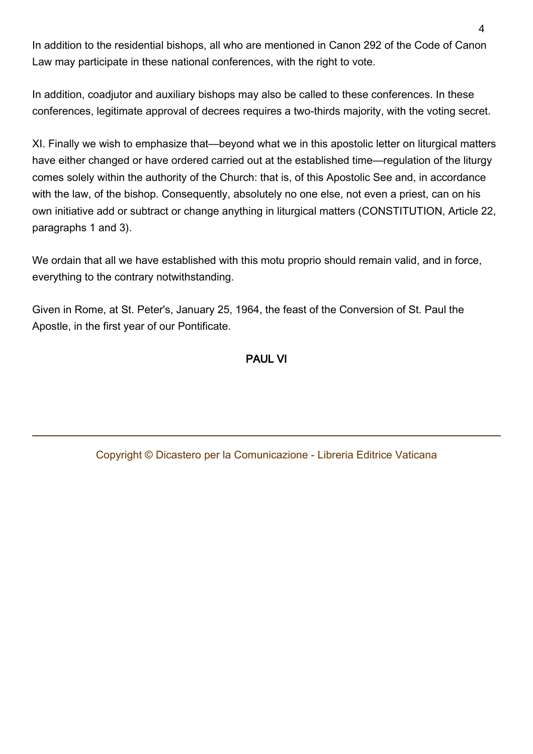In addition to the residential bishops, all who are mentioned in Canon 292 of the Code of Canon Law may participate in these national conferences, with the right to vote.

In addition, coadjutor and auxiliary bishops may also be called to these conferences. In these conferences, legitimate approval of decrees requires a two-thirds majority, with the voting secret.

XI. Finally we wish to emphasize that—beyond what we in this apostolic letter on liturgical matters have either changed or have ordered carried out at the established time—regulation of the liturgy comes solely within the authority of the Church: that is, of this Apostolic See and, in accordance with the law, of the bishop. Consequently, absolutely no one else, not even a priest, can on his own initiative add or subtract or change anything in liturgical matters (CONSTITUTION, Article 22, paragraphs 1 and 3).

We ordain that all we have established with this motu proprio should remain valid, and in force, everything to the contrary notwithstanding.

Given in Rome, at St. Peter's, January 25, 1964, the feast of the Conversion of St. Paul the Apostle, in the first year of our Pontificate.

**PAUL VI**

---

Copyright © Dicastero per la Comunicazione - Libreria Editrice Vaticana